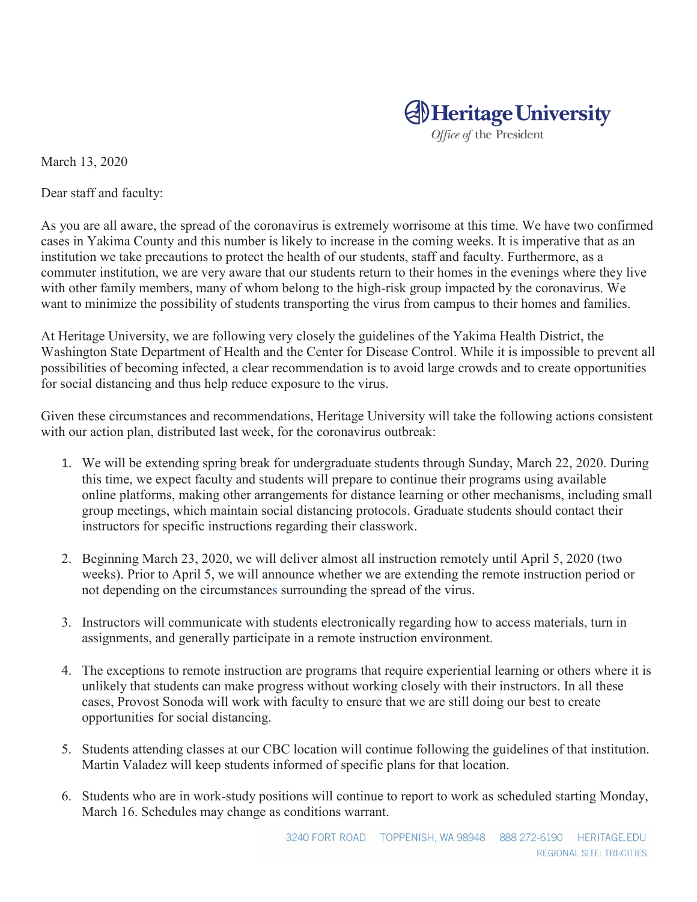Heritage University
*Office of* the President

March 13, 2020

Dear staff and faculty:

As you are all aware, the spread of the coronavirus is extremely worrisome at this time. We have two confirmed cases in Yakima County and this number is likely to increase in the coming weeks. It is imperative that as an institution we take precautions to protect the health of our students, staff and faculty. Furthermore, as a commuter institution, we are very aware that our students return to their homes in the evenings where they live with other family members, many of whom belong to the high-risk group impacted by the coronavirus. We want to minimize the possibility of students transporting the virus from campus to their homes and families.

At Heritage University, we are following very closely the guidelines of the Yakima Health District, the Washington State Department of Health and the Center for Disease Control. While it is impossible to prevent all possibilities of becoming infected, a clear recommendation is to avoid large crowds and to create opportunities for social distancing and thus help reduce exposure to the virus.

Given these circumstances and recommendations, Heritage University will take the following actions consistent with our action plan, distributed last week, for the coronavirus outbreak:

1. We will be extending spring break for undergraduate students through Sunday, March 22, 2020. During this time, we expect faculty and students will prepare to continue their programs using available online platforms, making other arrangements for distance learning or other mechanisms, including small group meetings, which maintain social distancing protocols. Graduate students should contact their instructors for specific instructions regarding their classwork.

2. Beginning March 23, 2020, we will deliver almost all instruction remotely until April 5, 2020 (two weeks). Prior to April 5, we will announce whether we are extending the remote instruction period or not depending on the circumstances surrounding the spread of the virus.

3. Instructors will communicate with students electronically regarding how to access materials, turn in assignments, and generally participate in a remote instruction environment.

4. The exceptions to remote instruction are programs that require experiential learning or others where it is unlikely that students can make progress without working closely with their instructors. In all these cases, Provost Sonoda will work with faculty to ensure that we are still doing our best to create opportunities for social distancing.

5. Students attending classes at our CBC location will continue following the guidelines of that institution. Martin Valadez will keep students informed of specific plans for that location.

6. Students who are in work-study positions will continue to report to work as scheduled starting Monday, March 16. Schedules may change as conditions warrant.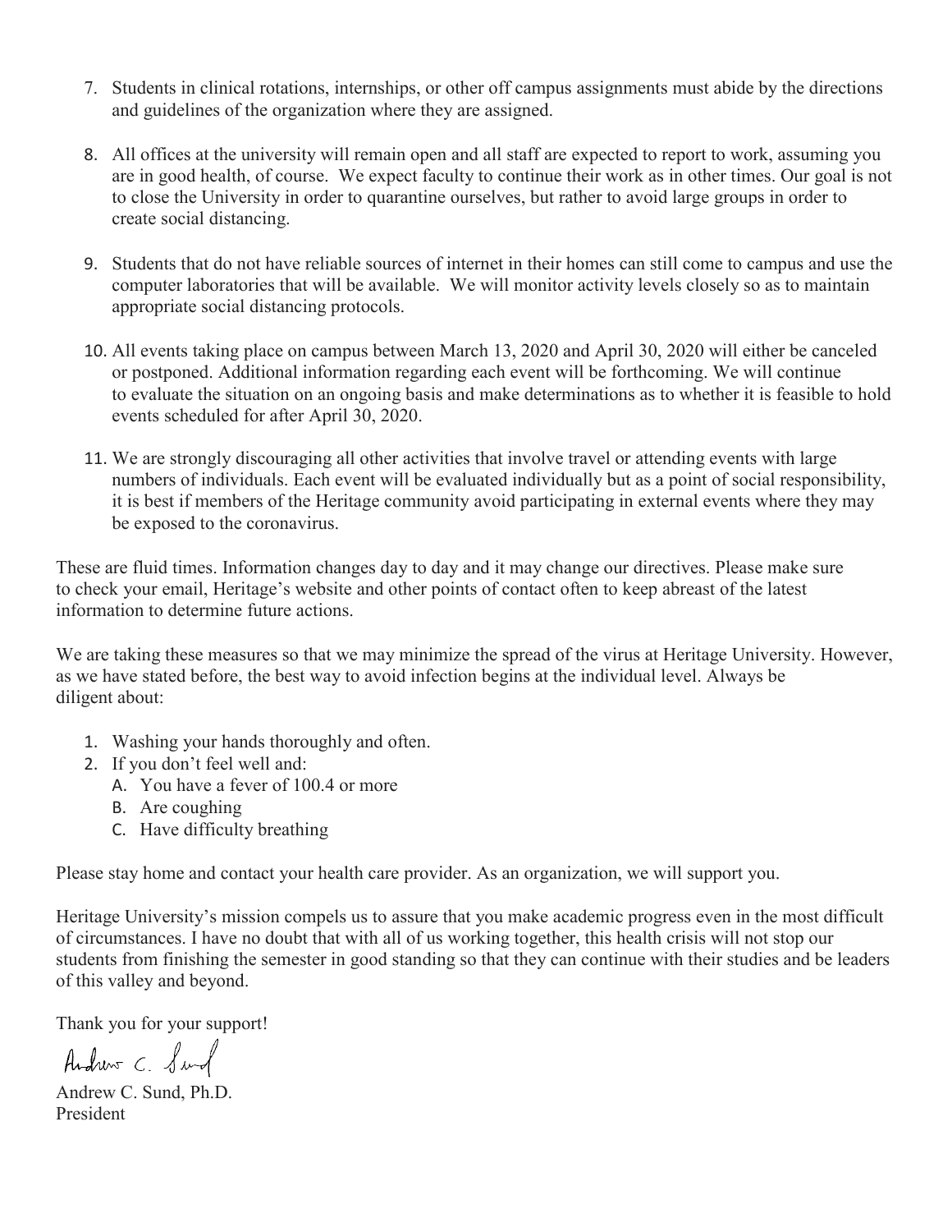7. Students in clinical rotations, internships, or other off campus assignments must abide by the directions and guidelines of the organization where they are assigned.

8. All offices at the university will remain open and all staff are expected to report to work, assuming you are in good health, of course. We expect faculty to continue their work as in other times. Our goal is not to close the University in order to quarantine ourselves, but rather to avoid large groups in order to create social distancing.

9. Students that do not have reliable sources of internet in their homes can still come to campus and use the computer laboratories that will be available. We will monitor activity levels closely so as to maintain appropriate social distancing protocols.

10. All events taking place on campus between March 13, 2020 and April 30, 2020 will either be canceled or postponed. Additional information regarding each event will be forthcoming. We will continue to evaluate the situation on an ongoing basis and make determinations as to whether it is feasible to hold events scheduled for after April 30, 2020.

11. We are strongly discouraging all other activities that involve travel or attending events with large numbers of individuals. Each event will be evaluated individually but as a point of social responsibility, it is best if members of the Heritage community avoid participating in external events where they may be exposed to the coronavirus.

These are fluid times. Information changes day to day and it may change our directives. Please make sure to check your email, Heritage's website and other points of contact often to keep abreast of the latest information to determine future actions.

We are taking these measures so that we may minimize the spread of the virus at Heritage University. However, as we have stated before, the best way to avoid infection begins at the individual level. Always be diligent about:

1. Washing your hands thoroughly and often.
2. If you don't feel well and:
   A. You have a fever of 100.4 or more
   B. Are coughing
   C. Have difficulty breathing

Please stay home and contact your health care provider. As an organization, we will support you.

Heritage University's mission compels us to assure that you make academic progress even in the most difficult of circumstances. I have no doubt that with all of us working together, this health crisis will not stop our students from finishing the semester in good standing so that they can continue with their studies and be leaders of this valley and beyond.

Thank you for your support!

Andrew C. Sund

Andrew C. Sund, Ph.D.
President